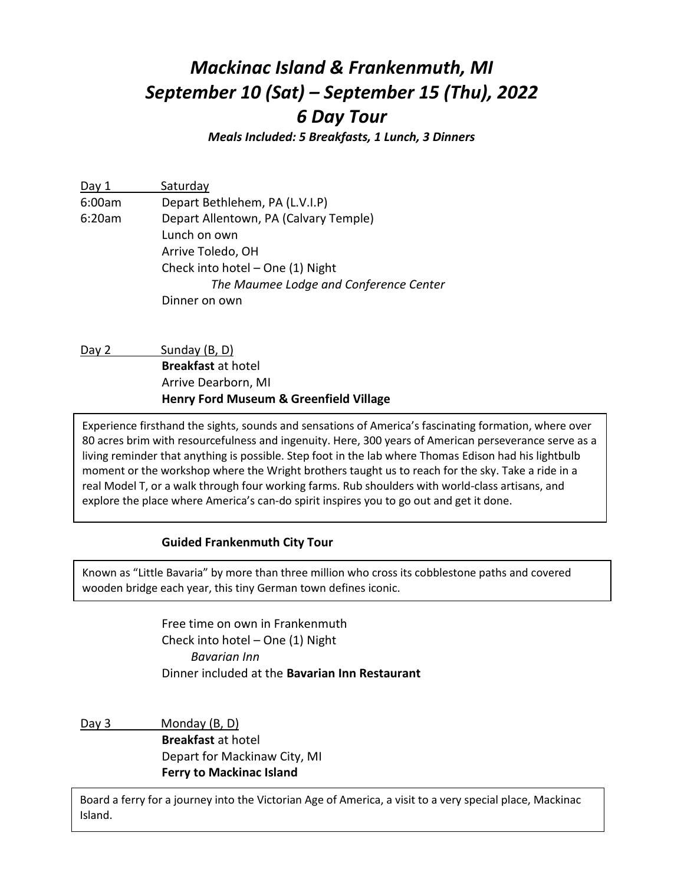# *Mackinac Island & Frankenmuth, MI*
# *September 10 (Sat) – September 15 (Thu), 2022*
# *6 Day Tour*

***Meals Included: 5 Breakfasts, 1 Lunch, 3 Dinners***

Day 1 Saturday

6:00am Depart Bethlehem, PA (L.V.I.P)

6:20am Depart Allentown, PA (Calvary Temple)

Lunch on own

Arrive Toledo, OH

Check into hotel – One (1) Night

*The Maumee Lodge and Conference Center*

Dinner on own

Day 2 Sunday (B, D)

**Breakfast** at hotel

Arrive Dearborn, MI

**Henry Ford Museum & Greenfield Village**

Experience firsthand the sights, sounds and sensations of America's fascinating formation, where over 80 acres brim with resourcefulness and ingenuity. Here, 300 years of American perseverance serve as a living reminder that anything is possible. Step foot in the lab where Thomas Edison had his lightbulb moment or the workshop where the Wright brothers taught us to reach for the sky. Take a ride in a real Model T, or a walk through four working farms. Rub shoulders with world-class artisans, and explore the place where America's can-do spirit inspires you to go out and get it done.

**Guided Frankenmuth City Tour**

Known as "Little Bavaria" by more than three million who cross its cobblestone paths and covered wooden bridge each year, this tiny German town defines iconic.

Free time on own in Frankenmuth

Check into hotel – One (1) Night

*Bavarian Inn*

Dinner included at the **Bavarian Inn Restaurant**

Day 3 Monday (B, D)

**Breakfast** at hotel

Depart for Mackinaw City, MI

**Ferry to Mackinac Island**

Board a ferry for a journey into the Victorian Age of America, a visit to a very special place, Mackinac Island.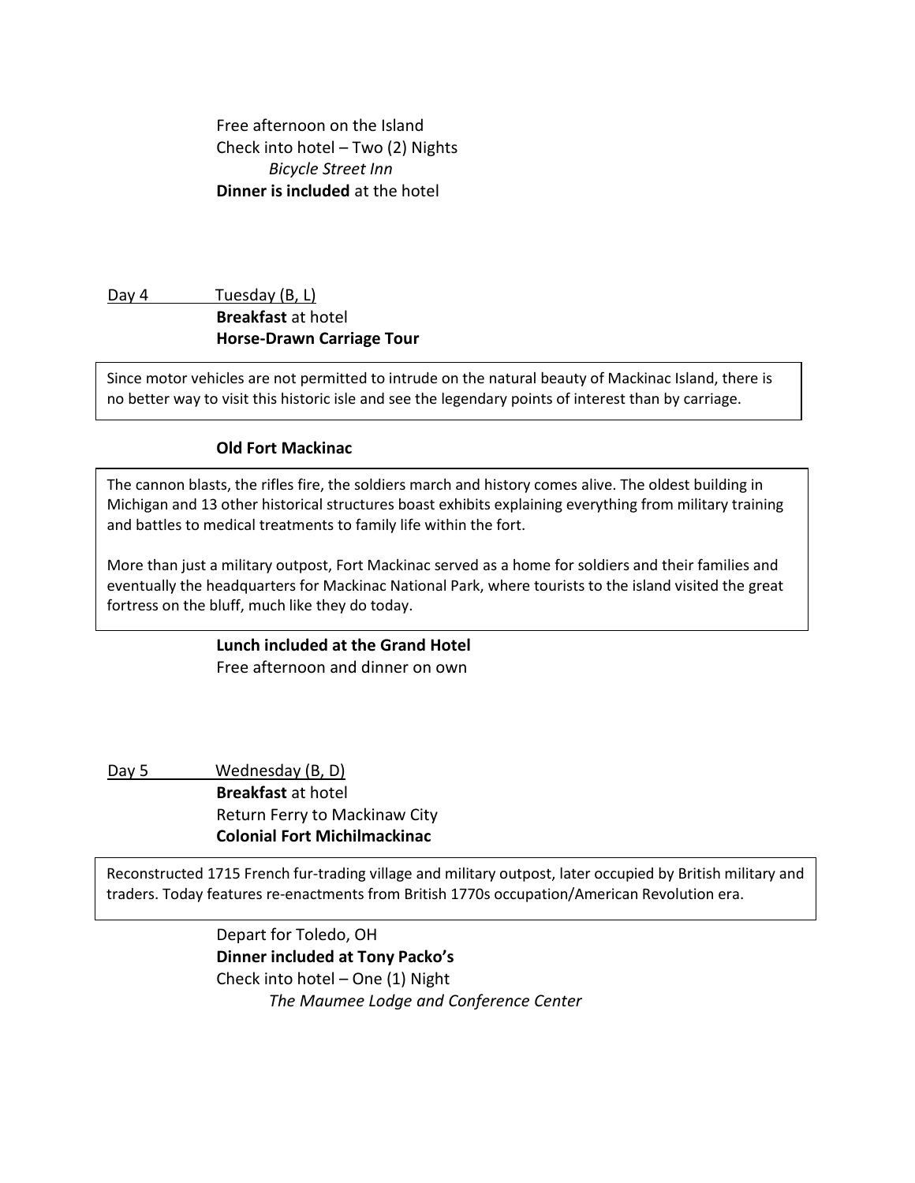Free afternoon on the Island
Check into hotel – Two (2) Nights
*Bicycle Street Inn*
**Dinner is included** at the hotel

Day 4 Tuesday (B, L)
**Breakfast** at hotel
**Horse-Drawn Carriage Tour**

> Since motor vehicles are not permitted to intrude on the natural beauty of Mackinac Island, there is no better way to visit this historic isle and see the legendary points of interest than by carriage.

**Old Fort Mackinac**

> The cannon blasts, the rifles fire, the soldiers march and history comes alive. The oldest building in Michigan and 13 other historical structures boast exhibits explaining everything from military training and battles to medical treatments to family life within the fort.
>
> More than just a military outpost, Fort Mackinac served as a home for soldiers and their families and eventually the headquarters for Mackinac National Park, where tourists to the island visited the great fortress on the bluff, much like they do today.

**Lunch included at the Grand Hotel**
Free afternoon and dinner on own

Day 5 Wednesday (B, D)
**Breakfast** at hotel
Return Ferry to Mackinaw City
**Colonial Fort Michilmackinac**

> Reconstructed 1715 French fur-trading village and military outpost, later occupied by British military and traders. Today features re-enactments from British 1770s occupation/American Revolution era.

Depart for Toledo, OH
**Dinner included at Tony Packo's**
Check into hotel – One (1) Night
*The Maumee Lodge and Conference Center*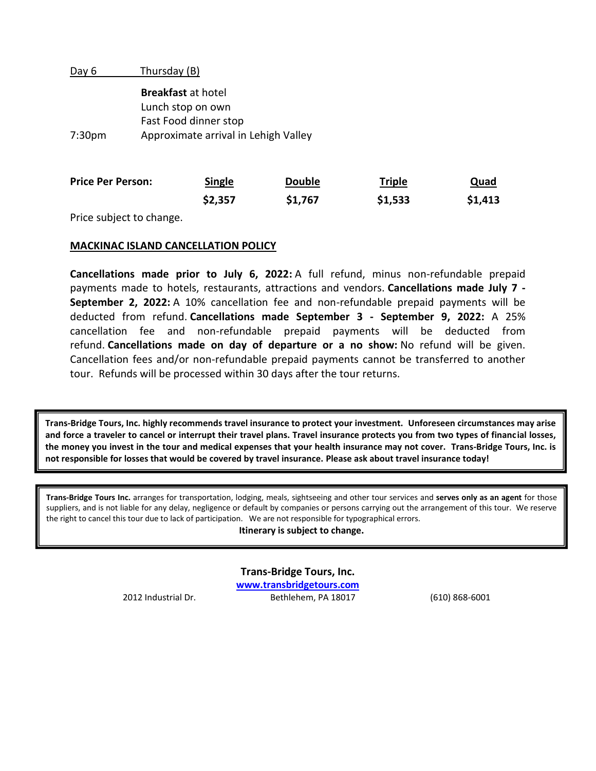Day 6 Thursday (B)

| | |
|---|---|
| | **Breakfast** at hotel |
| | Lunch stop on own |
| | Fast Food dinner stop |
| 7:30pm | Approximate arrival in Lehigh Valley |

| **Price Per Person:** | **Single** | **Double** | **Triple** | **Quad** |
|---|---|---|---|---|
| | **$2,357** | **$1,767** | **$1,533** | **$1,413** |

Price subject to change.

**MACKINAC ISLAND CANCELLATION POLICY**

**Cancellations made prior to July 6, 2022:** A full refund, minus non-refundable prepaid payments made to hotels, restaurants, attractions and vendors. **Cancellations made July 7 - September 2, 2022:** A 10% cancellation fee and non-refundable prepaid payments will be deducted from refund. **Cancellations made September 3 - September 9, 2022:** A 25% cancellation fee and non-refundable prepaid payments will be deducted from refund. **Cancellations made on day of departure or a no show:** No refund will be given. Cancellation fees and/or non-refundable prepaid payments cannot be transferred to another tour. Refunds will be processed within 30 days after the tour returns.

**Trans-Bridge Tours, Inc. highly recommends travel insurance to protect your investment. Unforeseen circumstances may arise and force a traveler to cancel or interrupt their travel plans. Travel insurance protects you from two types of financial losses, the money you invest in the tour and medical expenses that your health insurance may not cover. Trans-Bridge Tours, Inc. is not responsible for losses that would be covered by travel insurance. Please ask about travel insurance today!**

**Trans-Bridge Tours Inc.** arranges for transportation, lodging, meals, sightseeing and other tour services and **serves only as an agent** for those suppliers, and is not liable for any delay, negligence or default by companies or persons carrying out the arrangement of this tour. We reserve the right to cancel this tour due to lack of participation. We are not responsible for typographical errors.

**Itinerary is subject to change.**

**Trans-Bridge Tours, Inc.**

www.transbridgetours.com

2012 Industrial Dr. Bethlehem, PA 18017 (610) 868-6001